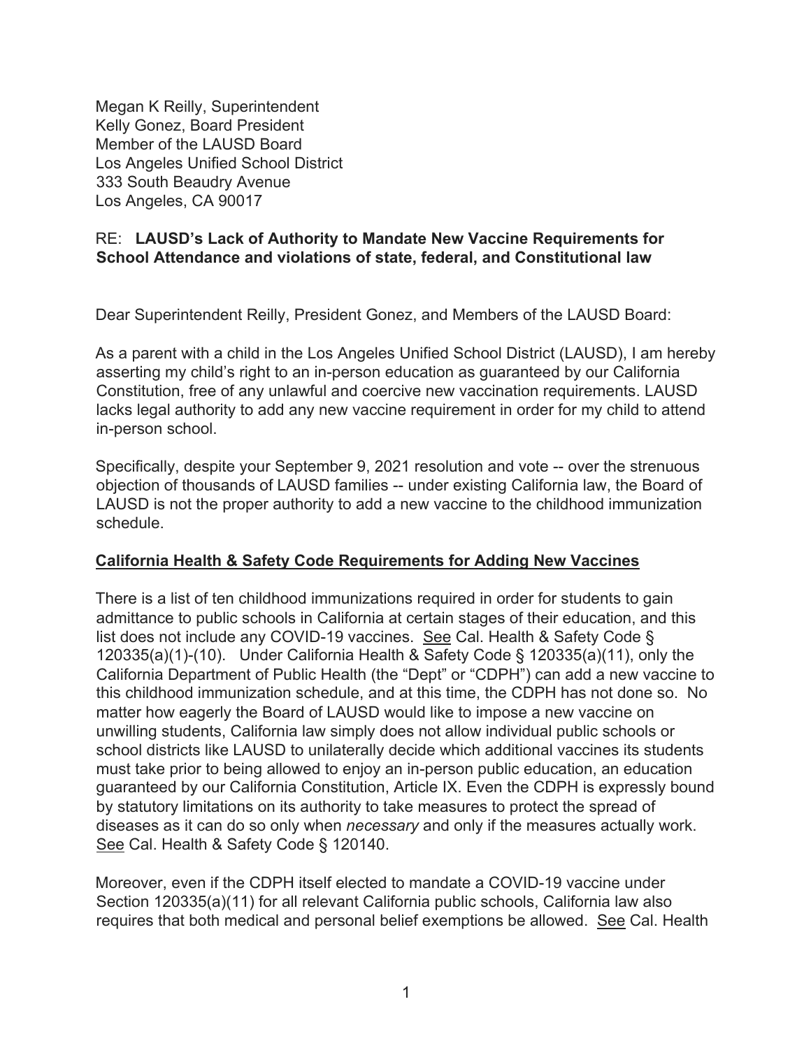Megan K Reilly, Superintendent
Kelly Gonez, Board President
Member of the LAUSD Board
Los Angeles Unified School District
333 South Beaudry Avenue
Los Angeles, CA 90017

RE: **LAUSD's Lack of Authority to Mandate New Vaccine Requirements for School Attendance and violations of state, federal, and Constitutional law**

Dear Superintendent Reilly, President Gonez, and Members of the LAUSD Board:

As a parent with a child in the Los Angeles Unified School District (LAUSD), I am hereby asserting my child's right to an in-person education as guaranteed by our California Constitution, free of any unlawful and coercive new vaccination requirements. LAUSD lacks legal authority to add any new vaccine requirement in order for my child to attend in-person school.

Specifically, despite your September 9, 2021 resolution and vote -- over the strenuous objection of thousands of LAUSD families -- under existing California law, the Board of LAUSD is not the proper authority to add a new vaccine to the childhood immunization schedule.

**<u>California Health & Safety Code Requirements for Adding New Vaccines</u>**

There is a list of ten childhood immunizations required in order for students to gain admittance to public schools in California at certain stages of their education, and this list does not include any COVID-19 vaccines. <u>See</u> Cal. Health & Safety Code § 120335(a)(1)-(10). Under California Health & Safety Code § 120335(a)(11), only the California Department of Public Health (the "Dept" or "CDPH") can add a new vaccine to this childhood immunization schedule, and at this time, the CDPH has not done so. No matter how eagerly the Board of LAUSD would like to impose a new vaccine on unwilling students, California law simply does not allow individual public schools or school districts like LAUSD to unilaterally decide which additional vaccines its students must take prior to being allowed to enjoy an in-person public education, an education guaranteed by our California Constitution, Article IX. Even the CDPH is expressly bound by statutory limitations on its authority to take measures to protect the spread of diseases as it can do so only when *necessary* and only if the measures actually work. <u>See</u> Cal. Health & Safety Code § 120140.

Moreover, even if the CDPH itself elected to mandate a COVID-19 vaccine under Section 120335(a)(11) for all relevant California public schools, California law also requires that both medical and personal belief exemptions be allowed. <u>See</u> Cal. Health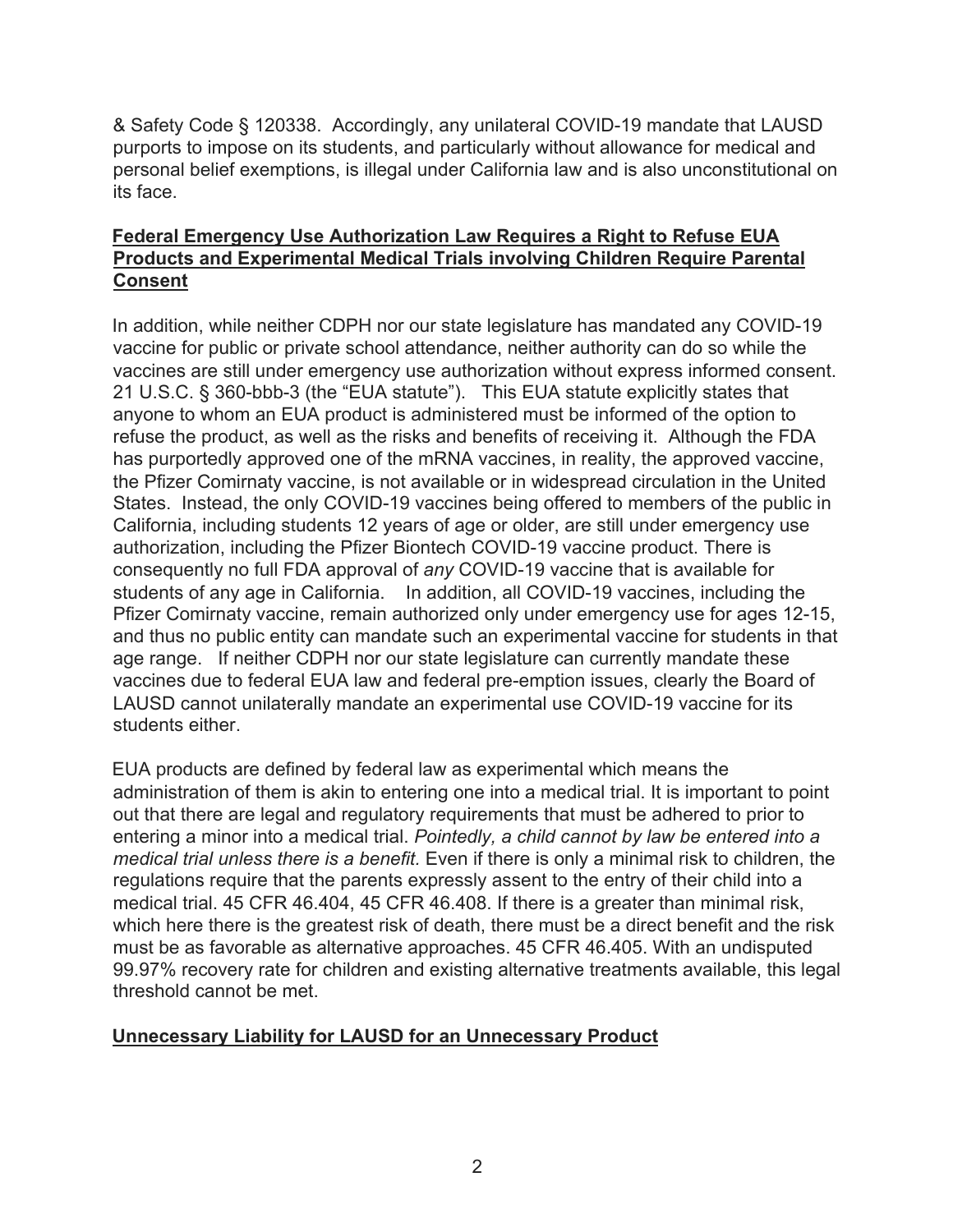& Safety Code § 120338. Accordingly, any unilateral COVID-19 mandate that LAUSD purports to impose on its students, and particularly without allowance for medical and personal belief exemptions, is illegal under California law and is also unconstitutional on its face.

**Federal Emergency Use Authorization Law Requires a Right to Refuse EUA Products and Experimental Medical Trials involving Children Require Parental Consent**

In addition, while neither CDPH nor our state legislature has mandated any COVID-19 vaccine for public or private school attendance, neither authority can do so while the vaccines are still under emergency use authorization without express informed consent. 21 U.S.C. § 360-bbb-3 (the "EUA statute"). This EUA statute explicitly states that anyone to whom an EUA product is administered must be informed of the option to refuse the product, as well as the risks and benefits of receiving it. Although the FDA has purportedly approved one of the mRNA vaccines, in reality, the approved vaccine, the Pfizer Comirnaty vaccine, is not available or in widespread circulation in the United States. Instead, the only COVID-19 vaccines being offered to members of the public in California, including students 12 years of age or older, are still under emergency use authorization, including the Pfizer Biontech COVID-19 vaccine product. There is consequently no full FDA approval of *any* COVID-19 vaccine that is available for students of any age in California. In addition, all COVID-19 vaccines, including the Pfizer Comirnaty vaccine, remain authorized only under emergency use for ages 12-15, and thus no public entity can mandate such an experimental vaccine for students in that age range. If neither CDPH nor our state legislature can currently mandate these vaccines due to federal EUA law and federal pre-emption issues, clearly the Board of LAUSD cannot unilaterally mandate an experimental use COVID-19 vaccine for its students either.

EUA products are defined by federal law as experimental which means the administration of them is akin to entering one into a medical trial. It is important to point out that there are legal and regulatory requirements that must be adhered to prior to entering a minor into a medical trial. *Pointedly, a child cannot by law be entered into a medical trial unless there is a benefit.* Even if there is only a minimal risk to children, the regulations require that the parents expressly assent to the entry of their child into a medical trial. 45 CFR 46.404, 45 CFR 46.408. If there is a greater than minimal risk, which here there is the greatest risk of death, there must be a direct benefit and the risk must be as favorable as alternative approaches. 45 CFR 46.405. With an undisputed 99.97% recovery rate for children and existing alternative treatments available, this legal threshold cannot be met.

**Unnecessary Liability for LAUSD for an Unnecessary Product**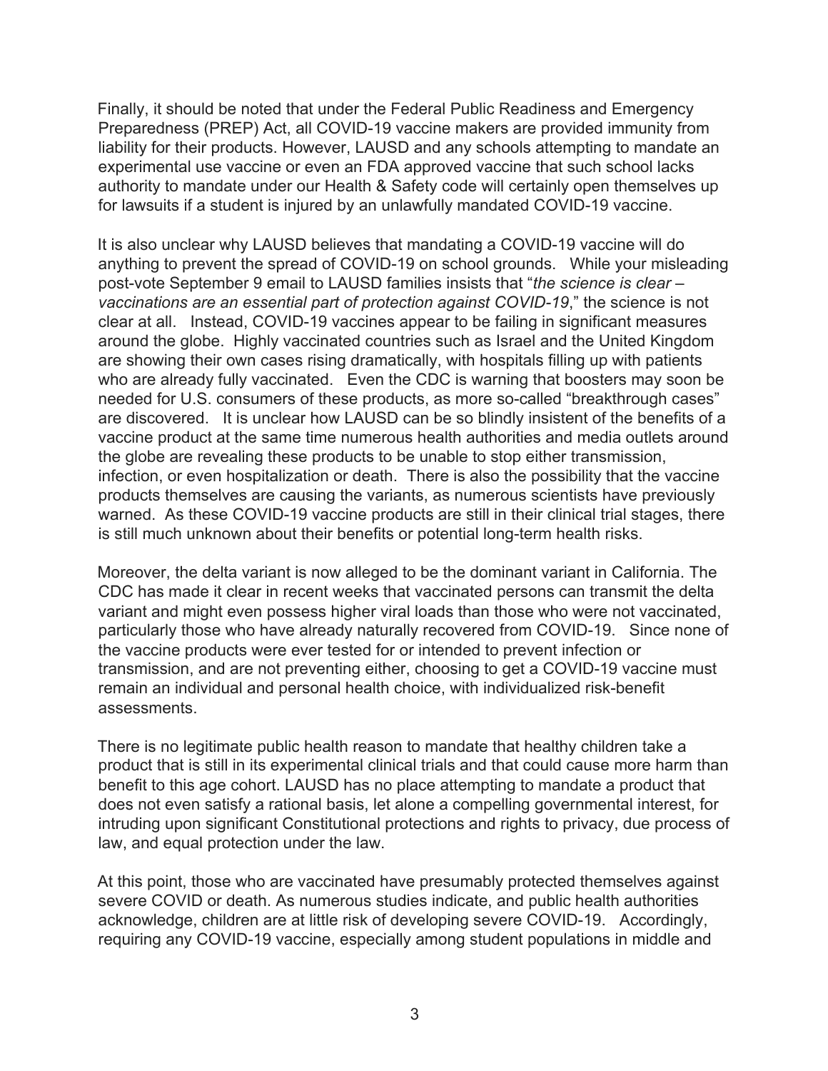Finally, it should be noted that under the Federal Public Readiness and Emergency Preparedness (PREP) Act, all COVID-19 vaccine makers are provided immunity from liability for their products. However, LAUSD and any schools attempting to mandate an experimental use vaccine or even an FDA approved vaccine that such school lacks authority to mandate under our Health & Safety code will certainly open themselves up for lawsuits if a student is injured by an unlawfully mandated COVID-19 vaccine.

It is also unclear why LAUSD believes that mandating a COVID-19 vaccine will do anything to prevent the spread of COVID-19 on school grounds. While your misleading post-vote September 9 email to LAUSD families insists that "*the science is clear – vaccinations are an essential part of protection against COVID-19*," the science is not clear at all. Instead, COVID-19 vaccines appear to be failing in significant measures around the globe. Highly vaccinated countries such as Israel and the United Kingdom are showing their own cases rising dramatically, with hospitals filling up with patients who are already fully vaccinated. Even the CDC is warning that boosters may soon be needed for U.S. consumers of these products, as more so-called "breakthrough cases" are discovered. It is unclear how LAUSD can be so blindly insistent of the benefits of a vaccine product at the same time numerous health authorities and media outlets around the globe are revealing these products to be unable to stop either transmission, infection, or even hospitalization or death. There is also the possibility that the vaccine products themselves are causing the variants, as numerous scientists have previously warned. As these COVID-19 vaccine products are still in their clinical trial stages, there is still much unknown about their benefits or potential long-term health risks.

Moreover, the delta variant is now alleged to be the dominant variant in California. The CDC has made it clear in recent weeks that vaccinated persons can transmit the delta variant and might even possess higher viral loads than those who were not vaccinated, particularly those who have already naturally recovered from COVID-19. Since none of the vaccine products were ever tested for or intended to prevent infection or transmission, and are not preventing either, choosing to get a COVID-19 vaccine must remain an individual and personal health choice, with individualized risk-benefit assessments.

There is no legitimate public health reason to mandate that healthy children take a product that is still in its experimental clinical trials and that could cause more harm than benefit to this age cohort. LAUSD has no place attempting to mandate a product that does not even satisfy a rational basis, let alone a compelling governmental interest, for intruding upon significant Constitutional protections and rights to privacy, due process of law, and equal protection under the law.

At this point, those who are vaccinated have presumably protected themselves against severe COVID or death. As numerous studies indicate, and public health authorities acknowledge, children are at little risk of developing severe COVID-19. Accordingly, requiring any COVID-19 vaccine, especially among student populations in middle and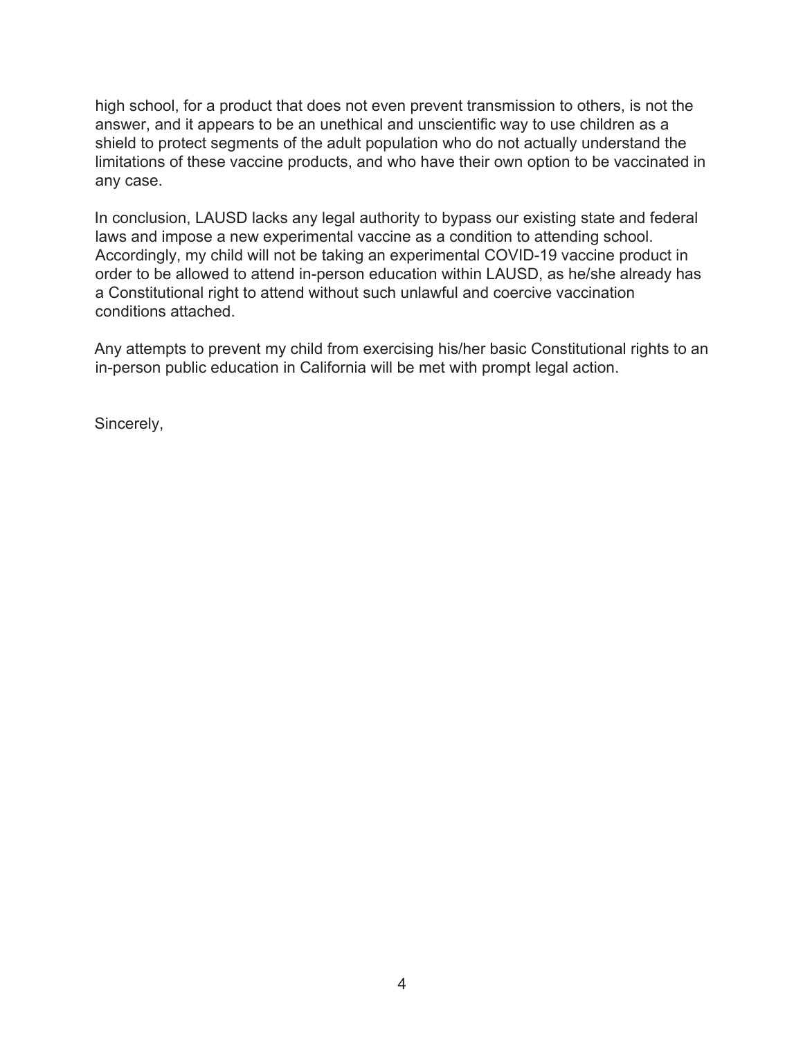high school, for a product that does not even prevent transmission to others, is not the answer, and it appears to be an unethical and unscientific way to use children as a shield to protect segments of the adult population who do not actually understand the limitations of these vaccine products, and who have their own option to be vaccinated in any case.

In conclusion, LAUSD lacks any legal authority to bypass our existing state and federal laws and impose a new experimental vaccine as a condition to attending school. Accordingly, my child will not be taking an experimental COVID-19 vaccine product in order to be allowed to attend in-person education within LAUSD, as he/she already has a Constitutional right to attend without such unlawful and coercive vaccination conditions attached.

Any attempts to prevent my child from exercising his/her basic Constitutional rights to an in-person public education in California will be met with prompt legal action.

Sincerely,